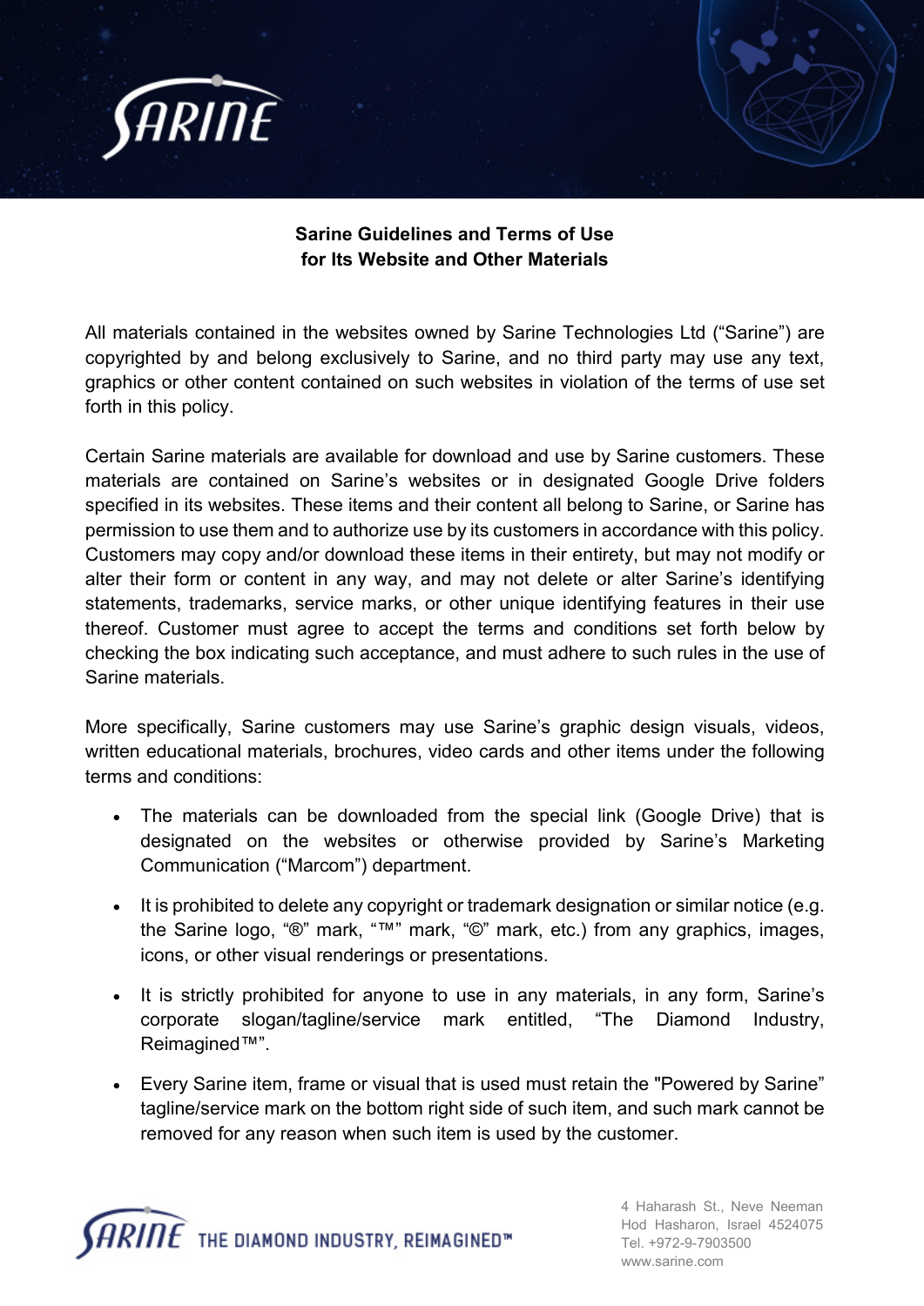**Sarine Guidelines and Terms of Use**
**for Its Website and Other Materials**

All materials contained in the websites owned by Sarine Technologies Ltd (“Sarine”) are copyrighted by and belong exclusively to Sarine, and no third party may use any text, graphics or other content contained on such websites in violation of the terms of use set forth in this policy.

Certain Sarine materials are available for download and use by Sarine customers. These materials are contained on Sarine’s websites or in designated Google Drive folders specified in its websites. These items and their content all belong to Sarine, or Sarine has permission to use them and to authorize use by its customers in accordance with this policy. Customers may copy and/or download these items in their entirety, but may not modify or alter their form or content in any way, and may not delete or alter Sarine’s identifying statements, trademarks, service marks, or other unique identifying features in their use thereof. Customer must agree to accept the terms and conditions set forth below by checking the box indicating such acceptance, and must adhere to such rules in the use of Sarine materials.

More specifically, Sarine customers may use Sarine’s graphic design visuals, videos, written educational materials, brochures, video cards and other items under the following terms and conditions:

- The materials can be downloaded from the special link (Google Drive) that is designated on the websites or otherwise provided by Sarine’s Marketing Communication (“Marcom”) department.
- It is prohibited to delete any copyright or trademark designation or similar notice (e.g. the Sarine logo, “®” mark, “™” mark, “©” mark, etc.) from any graphics, images, icons, or other visual renderings or presentations.
- It is strictly prohibited for anyone to use in any materials, in any form, Sarine’s corporate slogan/tagline/service mark entitled, “The Diamond Industry, Reimagined™”.
- Every Sarine item, frame or visual that is used must retain the "Powered by Sarine” tagline/service mark on the bottom right side of such item, and such mark cannot be removed for any reason when such item is used by the customer.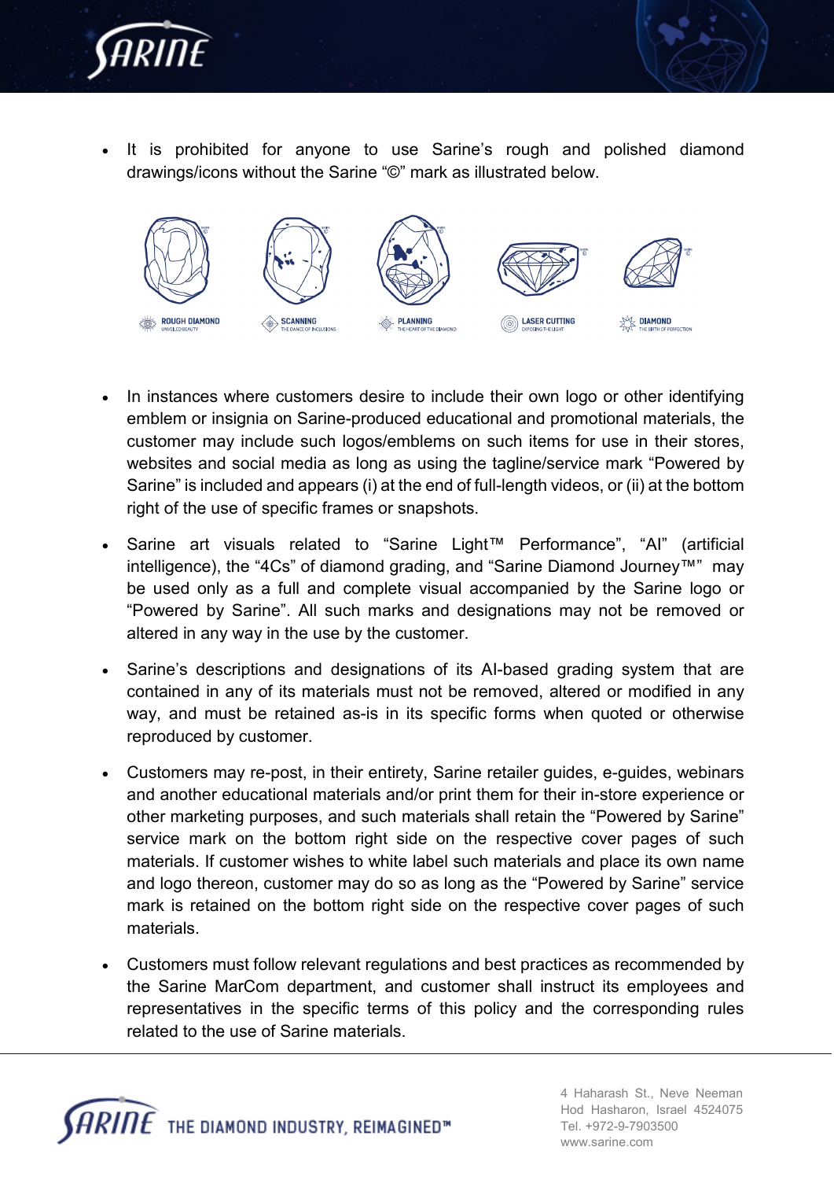- It is prohibited for anyone to use Sarine's rough and polished diamond drawings/icons without the Sarine "©" mark as illustrated below.

ROUGH DIAMOND
UNVEILED BEAUTY

SCANNING
THE DANCE OF INCLUSIONS

PLANNING
THE HEART OF THE DIAMOND

LASER CUTTING
EXPOSING THE LIGHT

DIAMOND
THE BIRTH OF PERFECTION

- In instances where customers desire to include their own logo or other identifying emblem or insignia on Sarine-produced educational and promotional materials, the customer may include such logos/emblems on such items for use in their stores, websites and social media as long as using the tagline/service mark "Powered by Sarine" is included and appears (i) at the end of full-length videos, or (ii) at the bottom right of the use of specific frames or snapshots.

- Sarine art visuals related to "Sarine Light™ Performance", "AI" (artificial intelligence), the "4Cs" of diamond grading, and "Sarine Diamond Journey™" may be used only as a full and complete visual accompanied by the Sarine logo or "Powered by Sarine". All such marks and designations may not be removed or altered in any way in the use by the customer.

- Sarine's descriptions and designations of its AI-based grading system that are contained in any of its materials must not be removed, altered or modified in any way, and must be retained as-is in its specific forms when quoted or otherwise reproduced by customer.

- Customers may re-post, in their entirety, Sarine retailer guides, e-guides, webinars and another educational materials and/or print them for their in-store experience or other marketing purposes, and such materials shall retain the "Powered by Sarine" service mark on the bottom right side on the respective cover pages of such materials. If customer wishes to white label such materials and place its own name and logo thereon, customer may do so as long as the "Powered by Sarine" service mark is retained on the bottom right side on the respective cover pages of such materials.

- Customers must follow relevant regulations and best practices as recommended by the Sarine MarCom department, and customer shall instruct its employees and representatives in the specific terms of this policy and the corresponding rules related to the use of Sarine materials.